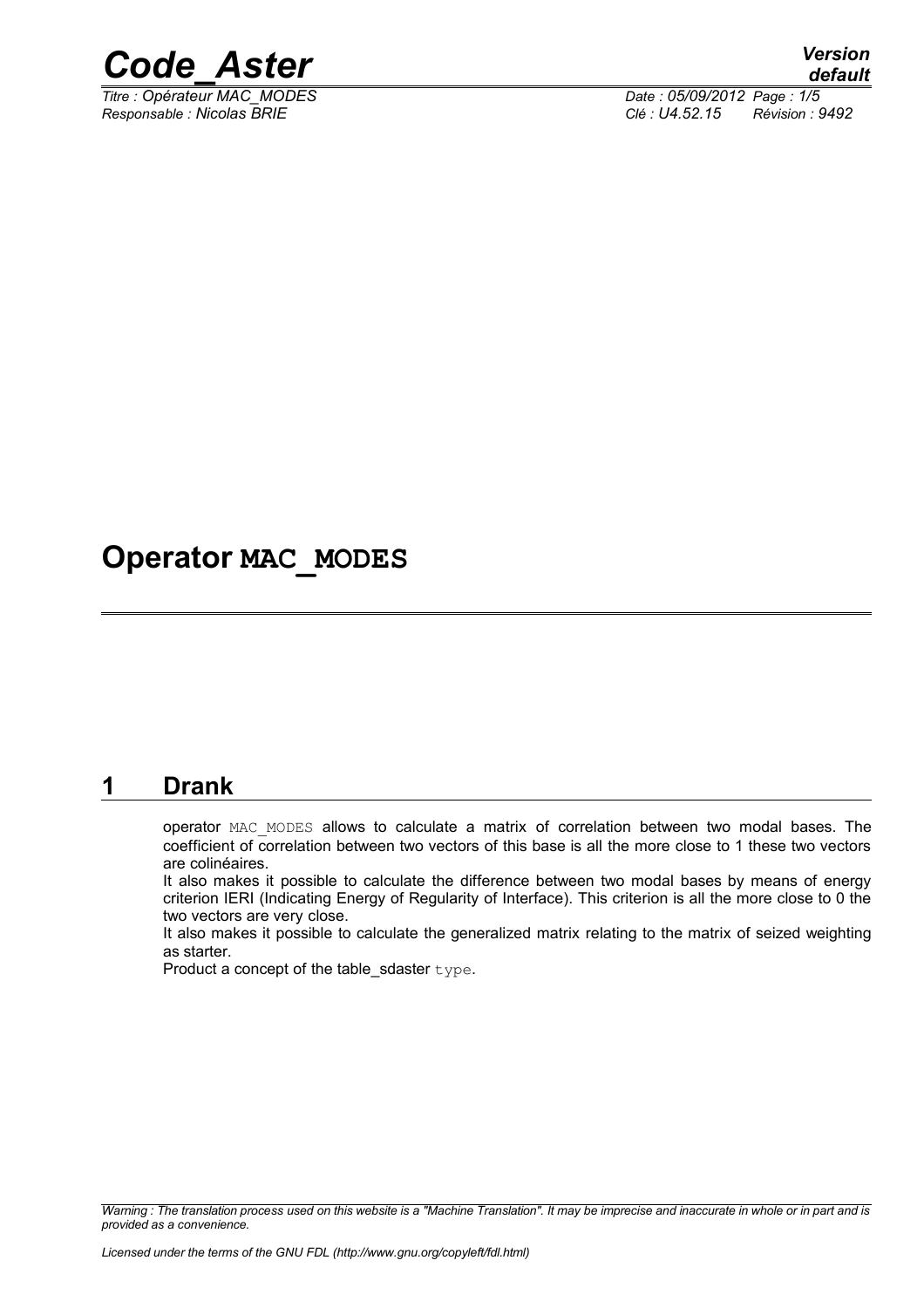# Operator MAC_MODES

## 1 Drank

operator MAC_MODES allows to calculate a matrix of correlation between two modal bases. The coefficient of correlation between two vectors of this base is all the more close to 1 these two vectors are colinéaires.

It also makes it possible to calculate the difference between two modal bases by means of energy criterion IERI (Indicating Energy of Regularity of Interface). This criterion is all the more close to 0 the two vectors are very close.

It also makes it possible to calculate the generalized matrix relating to the matrix of seized weighting as starter.

Product a concept of the table_sdaster type.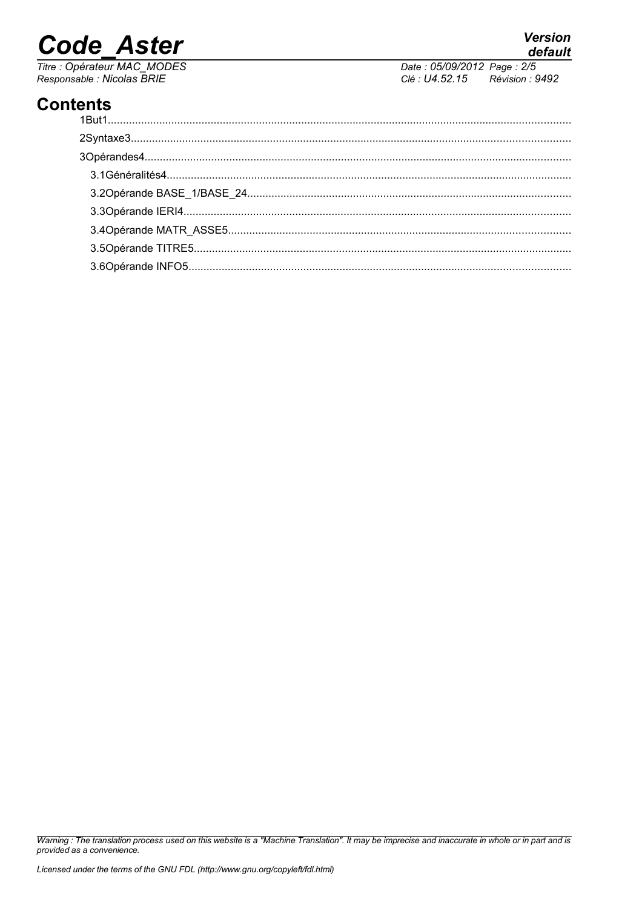## Contents

1But1
2Syntaxe3
3Opérandes4
3.1Généralités4
3.2Opérande BASE_1/BASE_24
3.3Opérande IERI4
3.4Opérande MATR_ASSE5
3.5Opérande TITRE5
3.6Opérande INFO5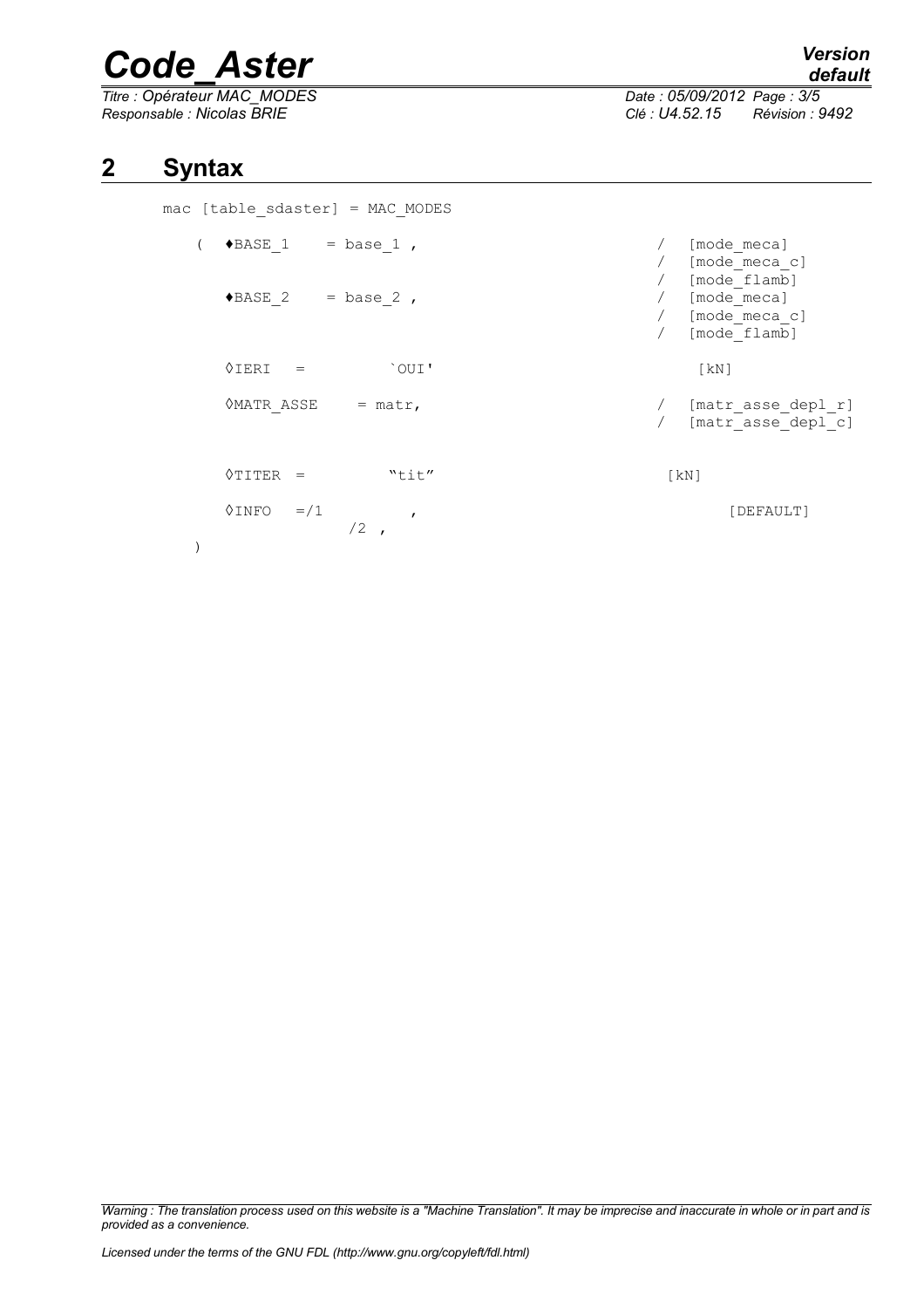# 2 Syntax

```
mac [table_sdaster] = MAC_MODES

   (  ♦BASE_1     = base_1 ,                          /   [mode_meca]
                                                      /   [mode_meca_c]
                                                      /   [mode_flamb]
      ♦BASE_2     = base_2 ,                          /   [mode_meca]
                                                      /   [mode_meca_c]
                                                      /   [mode_flamb]

      ◊IERI   =          `OUI'                              [kN]

      ◊MATR_ASSE     = matr,                          /   [matr_asse_depl_r]
                                                      /   [matr_asse_depl_c]


      ◊TITER  =          "tit"                            [kN]

      ◊INFO   =/1          ,                                        [DEFAULT]
                   /2  ,
   )
```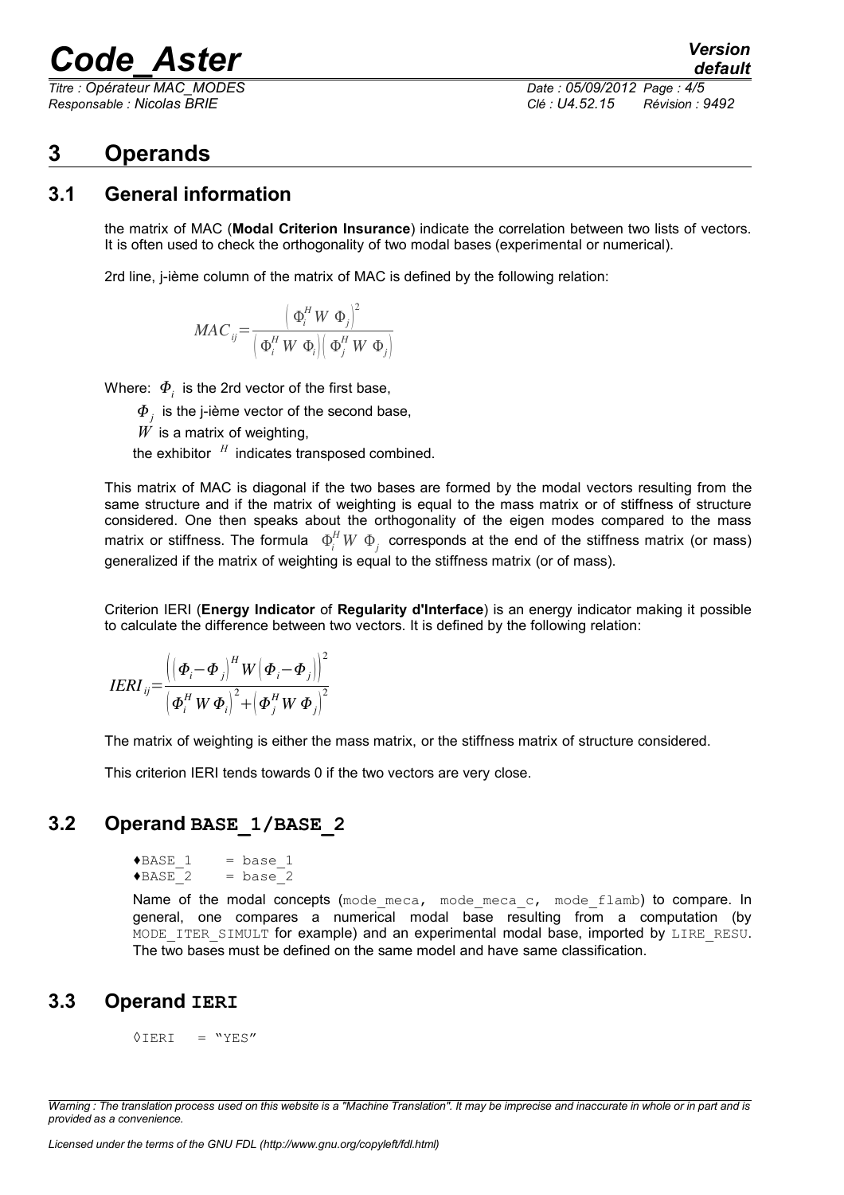# 3 Operands

## 3.1 General information

the matrix of MAC (**Modal Criterion Insurance**) indicate the correlation between two lists of vectors. It is often used to check the orthogonality of two modal bases (experimental or numerical).

2rd line, j-ième column of the matrix of MAC is defined by the following relation:

$$MAC_{ij} = \frac{\left(\Phi_i^H W \Phi_j\right)^2}{\left(\Phi_i^H W \Phi_i\right)\left(\Phi_j^H W \Phi_j\right)}$$

Where: $\Phi_i$ is the 2rd vector of the first base,

$\Phi_j$ is the j-ième vector of the second base,

$W$ is a matrix of weighting,

the exhibitor $^H$ indicates transposed combined.

This matrix of MAC is diagonal if the two bases are formed by the modal vectors resulting from the same structure and if the matrix of weighting is equal to the mass matrix or of stiffness of structure considered. One then speaks about the orthogonality of the eigen modes compared to the mass matrix or stiffness. The formula $\Phi_i^H W \Phi_j$ corresponds at the end of the stiffness matrix (or mass) generalized if the matrix of weighting is equal to the stiffness matrix (or of mass).

Criterion IERI (**Energy Indicator** of **Regularity d'Interface**) is an energy indicator making it possible to calculate the difference between two vectors. It is defined by the following relation:

$$IERI_{ij} = \frac{\left(\left(\Phi_i - \Phi_j\right)^H W \left(\Phi_i - \Phi_j\right)\right)^2}{\left(\Phi_i^H W \Phi_i\right)^2 + \left(\Phi_j^H W \Phi_j\right)^2}$$

The matrix of weighting is either the mass matrix, or the stiffness matrix of structure considered.

This criterion IERI tends towards 0 if the two vectors are very close.

## 3.2 Operand BASE_1/BASE_2

```
♦BASE_1     = base_1
♦BASE_2     = base_2
```

Name of the modal concepts (mode_meca, mode_meca_c, mode_flamb) to compare. In general, one compares a numerical modal base resulting from a computation (by MODE_ITER_SIMULT for example) and an experimental modal base, imported by LIRE_RESU. The two bases must be defined on the same model and have same classification.

## 3.3 Operand IERI

```
◊IERI   = "YES"
```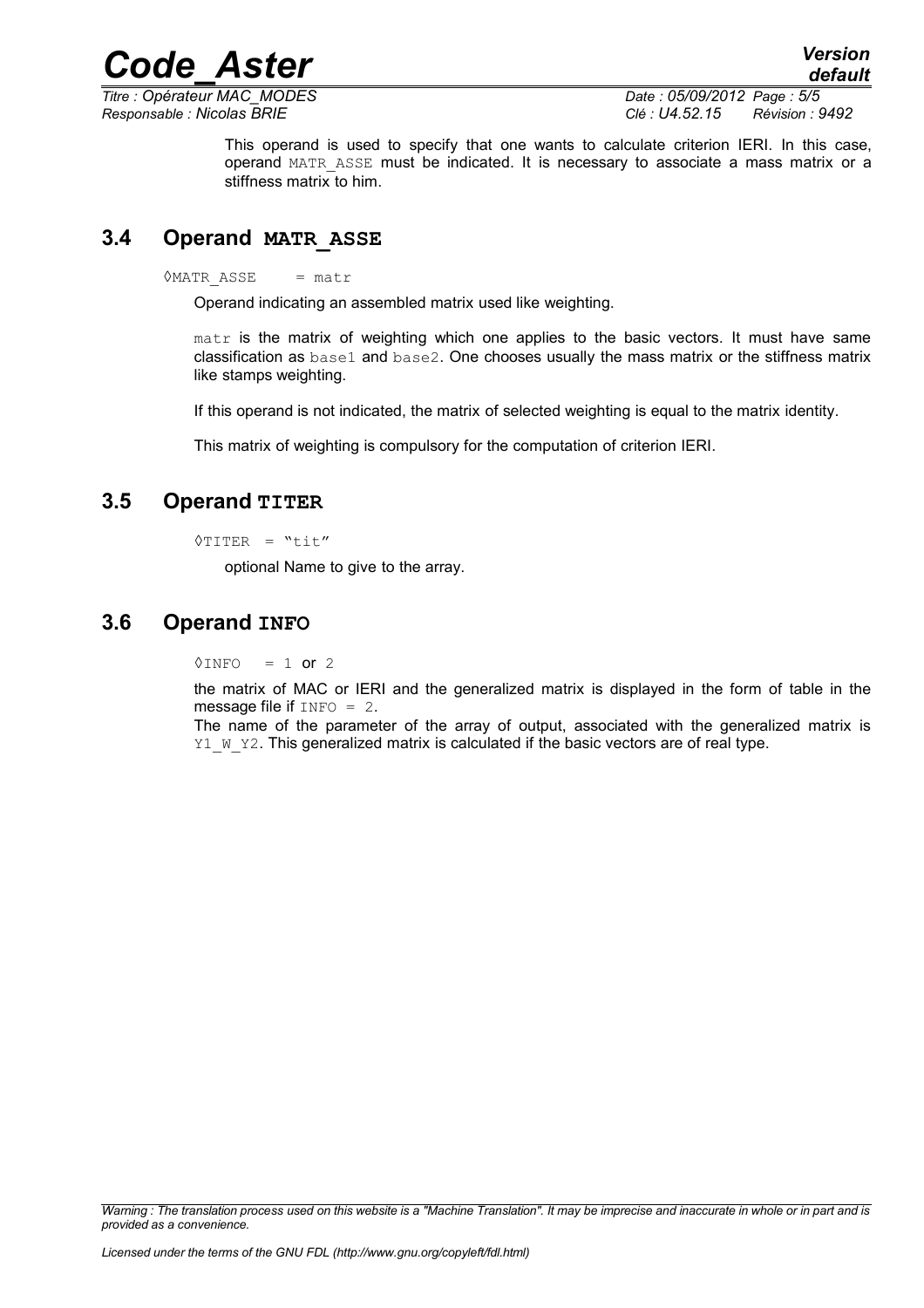This operand is used to specify that one wants to calculate criterion IERI. In this case, operand `MATR_ASSE` must be indicated. It is necessary to associate a mass matrix or a stiffness matrix to him.

## 3.4 Operand MATR_ASSE

```
◊MATR_ASSE    = matr
```

Operand indicating an assembled matrix used like weighting.

`matr` is the matrix of weighting which one applies to the basic vectors. It must have same classification as `base1` and `base2`. One chooses usually the mass matrix or the stiffness matrix like stamps weighting.

If this operand is not indicated, the matrix of selected weighting is equal to the matrix identity.

This matrix of weighting is compulsory for the computation of criterion IERI.

## 3.5 Operand TITER

```
◊TITER  = "tit"
```

optional Name to give to the array.

## 3.6 Operand INFO

```
◊INFO   = 1 or 2
```

the matrix of MAC or IERI and the generalized matrix is displayed in the form of table in the message file if `INFO = 2`.

The name of the parameter of the array of output, associated with the generalized matrix is `Y1_W_Y2`. This generalized matrix is calculated if the basic vectors are of real type.